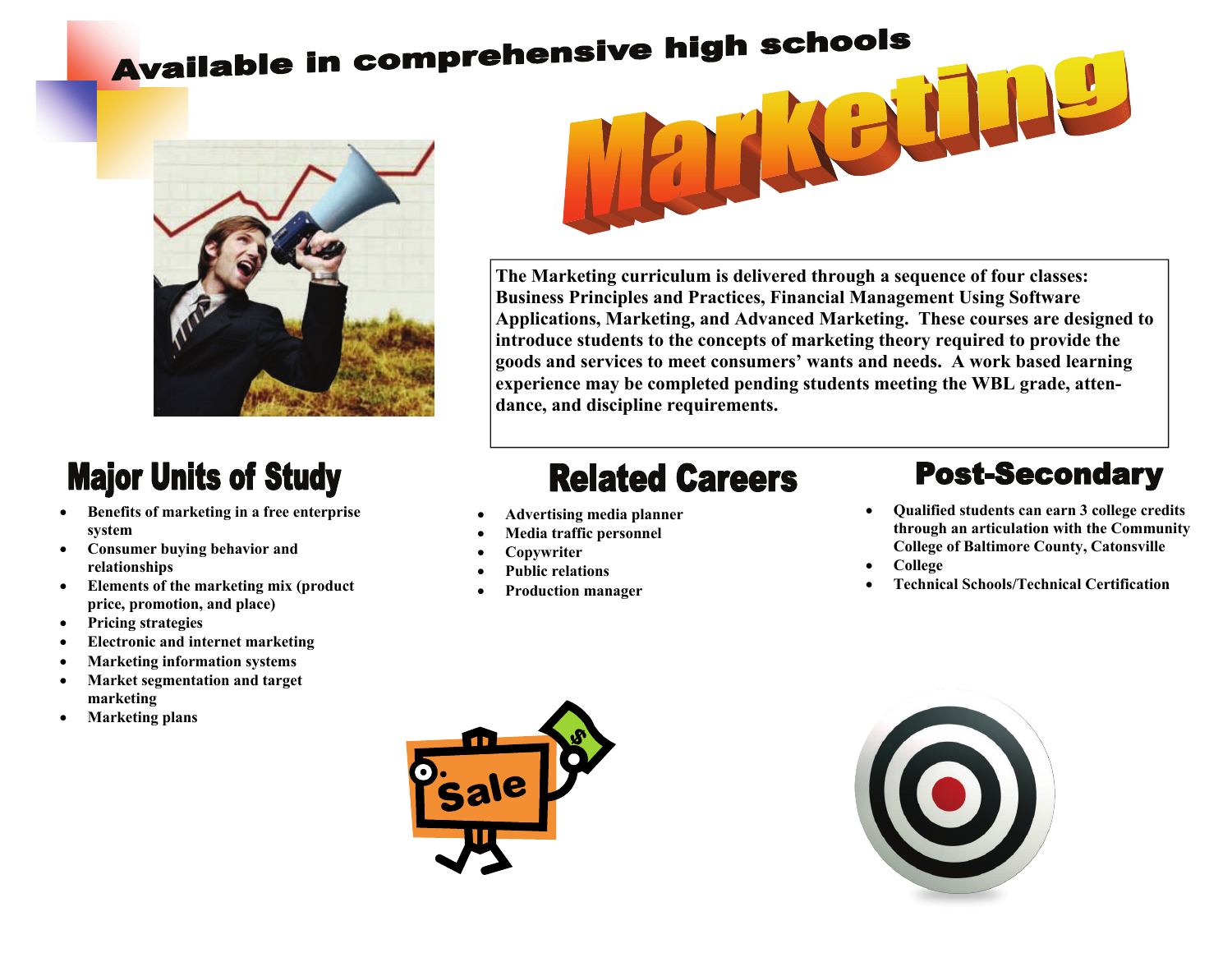# Marketing

## Available in comprehensive high schools

The Marketing curriculum is delivered through a sequence of four classes: Business Principles and Practices, Financial Management Using Software Applications, Marketing, and Advanced Marketing. These courses are designed to introduce students to the concepts of marketing theory required to provide the goods and services to meet consumers' wants and needs. A work based learning experience may be completed pending students meeting the WBL grade, attendance, and discipline requirements.

## Major Units of Study

- Benefits of marketing in a free enterprise system
- Consumer buying behavior and relationships
- Elements of the marketing mix (product price, promotion, and place)
- Pricing strategies
- Electronic and internet marketing
- Marketing information systems
- Market segmentation and target marketing
- Marketing plans

## Related Careers

- Advertising media planner
- Media traffic personnel
- Copywriter
- Public relations
- Production manager

## Post-Secondary

- Qualified students can earn 3 college credits through an articulation with the Community College of Baltimore County, Catonsville
- College
- Technical Schools/Technical Certification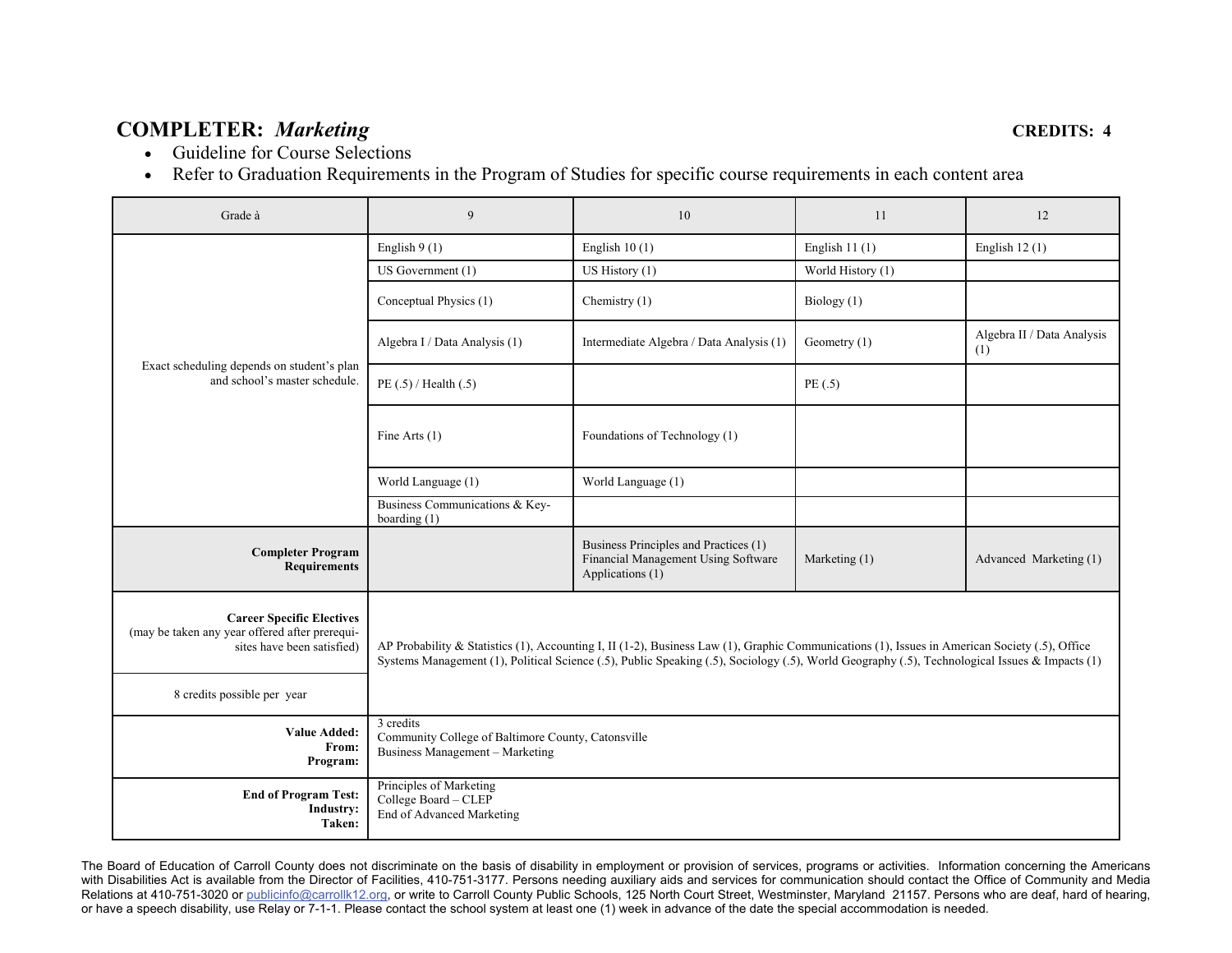**COMPLETER:** ***Marketing*** **CREDITS: 4**

- Guideline for Course Selections
- Refer to Graduation Requirements in the Program of Studies for specific course requirements in each content area

| Grade à | 9 | 10 | 11 | 12 |
|---|---|---|---|---|
| Exact scheduling depends on student's plan and school's master schedule. | English 9 (1) | English 10 (1) | English 11 (1) | English 12 (1) |
| | US Government (1) | US History (1) | World History (1) | |
| | Conceptual Physics (1) | Chemistry (1) | Biology (1) | |
| | Algebra I / Data Analysis (1) | Intermediate Algebra / Data Analysis (1) | Geometry (1) | Algebra II / Data Analysis (1) |
| | PE (.5) / Health (.5) | | PE (.5) | |
| | Fine Arts (1) | Foundations of Technology (1) | | |
| | World Language (1) | World Language (1) | | |
| | Business Communications & Key-boarding (1) | | | |
| **Completer Program Requirements** | | Business Principles and Practices (1) Financial Management Using Software Applications (1) | Marketing (1) | Advanced Marketing (1) |
| **Career Specific Electives** (may be taken any year offered after prerequisites have been satisfied) 8 credits possible per year | AP Probability & Statistics (1), Accounting I, II (1-2), Business Law (1), Graphic Communications (1), Issues in American Society (.5), Office Systems Management (1), Political Science (.5), Public Speaking (.5), Sociology (.5), World Geography (.5), Technological Issues & Impacts (1) | | | |
| **Value Added: From: Program:** | 3 credits Community College of Baltimore County, Catonsville Business Management – Marketing | | | |
| **End of Program Test: Industry: Taken:** | Principles of Marketing College Board – CLEP End of Advanced Marketing | | | |

The Board of Education of Carroll County does not discriminate on the basis of disability in employment or provision of services, programs or activities. Information concerning the Americans with Disabilities Act is available from the Director of Facilities, 410-751-3177. Persons needing auxiliary aids and services for communication should contact the Office of Community and Media Relations at 410-751-3020 or publicinfo@carrollk12.org, or write to Carroll County Public Schools, 125 North Court Street, Westminster, Maryland 21157. Persons who are deaf, hard of hearing, or have a speech disability, use Relay or 7-1-1. Please contact the school system at least one (1) week in advance of the date the special accommodation is needed.